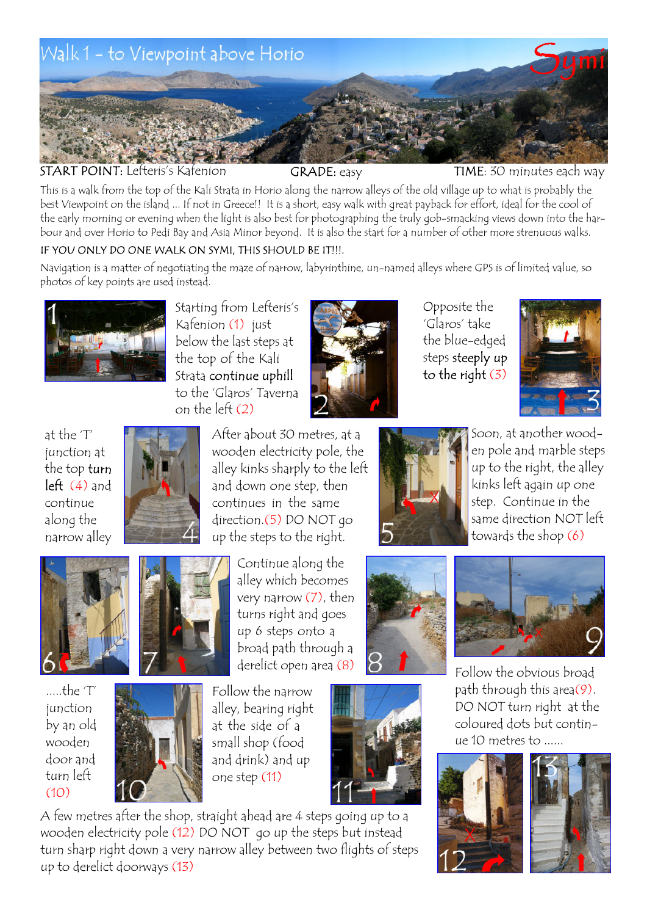# Walk 1 - to Viewpoint above Horio

Symi

START POINT: Lefteris's Kafenion GRADE: easy TIME: 30 minutes each way

This is a walk from the top of the Kali Strata in Horio along the narrow alleys of the old village up to what is probably the best Viewpoint on the island ... If not in Greece!! It is a short, easy walk with great payback for effort, ideal for the cool of the early morning or evening when the light is also best for photographing the truly gob-smacking views down into the harbour and over Horio to Pedi Bay and Asia Minor beyond. It is also the start for a number of other more strenuous walks.

IF YOU ONLY DO ONE WALK ON SYMI, THIS SHOULD BE IT!!!.

Navigation is a matter of negotiating the maze of narrow, labyrinthine, un-named alleys where GPS is of limited value, so photos of key points are used instead.

Starting from Lefteris's Kafenion (1) just below the last steps at the top of the Kali Strata **continue uphill** to the 'Glaros' Taverna on the left (2)

Opposite the 'Glaros' take the blue-edged steps **steeply up to the right** (3)

at the 'T' junction at the top **turn left** (4) and continue along the narrow alley

After about 30 metres, at a wooden electricity pole, the alley kinks sharply to the left and down one step, then continues in the same direction.(5) DO NOT go up the steps to the right.

Soon, at another wooden pole and marble steps up to the right, the alley kinks left again up one step. Continue in the same direction NOT left towards the shop (6)

Continue along the alley which becomes very narrow (7), then turns right and goes up 6 steps onto a broad path through a derelict open area (8)

Follow the obvious broad path through this area(9). DO NOT turn right at the coloured dots but continue 10 metres to ......

.....the 'T' junction by an old wooden door and turn left (10)

Follow the narrow alley, bearing right at the side of a small shop (food and drink) and up one step (11)

A few metres after the shop, straight ahead are 4 steps going up to a wooden electricity pole (12) DO NOT go up the steps but instead turn sharp right down a very narrow alley between two flights of steps up to derelict doorways (13)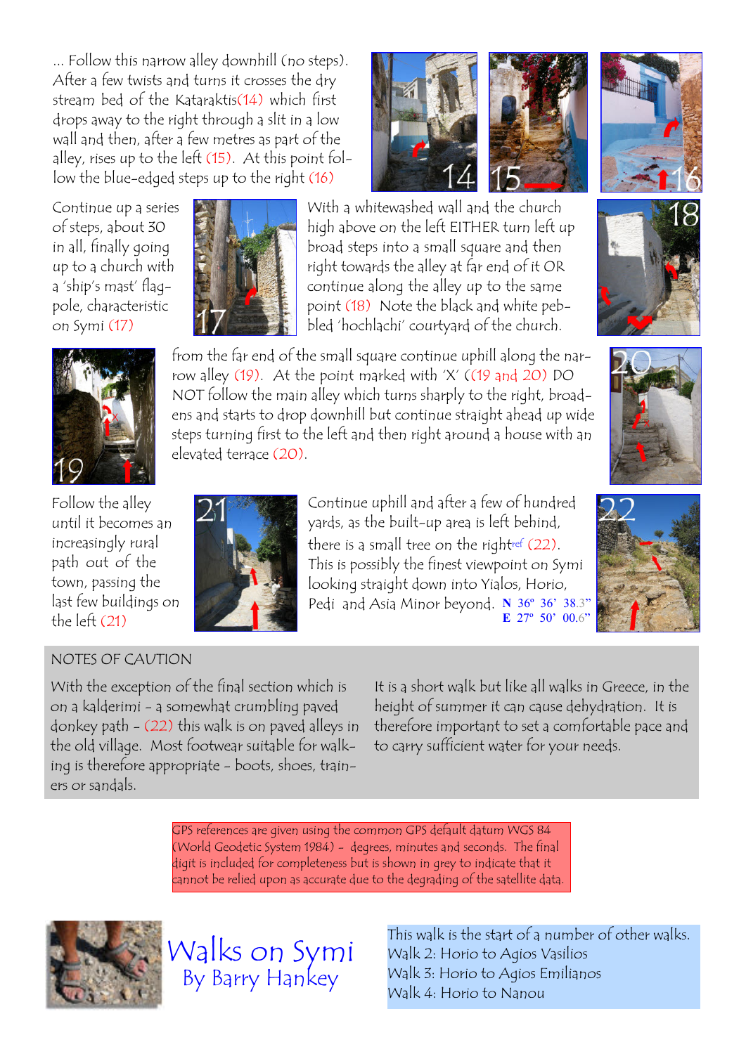... Follow this narrow alley downhill (no steps). After a few twists and turns it crosses the dry stream bed of the Kataraktis(14) which first drops away to the right through a slit in a low wall and then, after a few metres as part of the alley, rises up to the left (15). At this point follow the blue-edged steps up to the right (16)

Continue up a series of steps, about 30 in all, finally going up to a church with a 'ship's mast' flag-pole, characteristic on Symi (17)

With a whitewashed wall and the church high above on the left EITHER turn left up broad steps into a small square and then right towards the alley at far end of it OR continue along the alley up to the same point (18) Note the black and white pebbled 'hochlachi' courtyard of the church.

from the far end of the small square continue uphill along the narrow alley (19). At the point marked with 'X' ((19 and 20) DO NOT follow the main alley which turns sharply to the right, broadens and starts to drop downhill but continue straight ahead up wide steps turning first to the left and then right around a house with an elevated terrace (20).

Follow the alley until it becomes an increasingly rural path out of the town, passing the last few buildings on the left (21)

Continue uphill and after a few of hundred yards, as the built-up area is left behind, there is a small tree on the right[ref] (22). This is possibly the finest viewpoint on Symi looking straight down into Yialos, Horio, Pedi and Asia Minor beyond. **N** 36° 36' 38.3" **E** 27° 50' 00.6"

## NOTES OF CAUTION

With the exception of the final section which is on a kalderimi - a somewhat crumbling paved donkey path - (22) this walk is on paved alleys in the old village. Most footwear suitable for walking is therefore appropriate - boots, shoes, trainers or sandals.

It is a short walk but like all walks in Greece, in the height of summer it can cause dehydration. It is therefore important to set a comfortable pace and to carry sufficient water for your needs.

GPS references are given using the common GPS default datum WGS 84 (World Geodetic System 1984) - degrees, minutes and seconds. The final digit is included for completeness but is shown in grey to indicate that it cannot be relied upon as accurate due to the degrading of the satellite data.

# Walks on Symi
By Barry Hankey

This walk is the start of a number of other walks.
Walk 2: Horio to Agios Vasilios
Walk 3: Horio to Agios Emilianos
Walk 4: Horio to Nanou